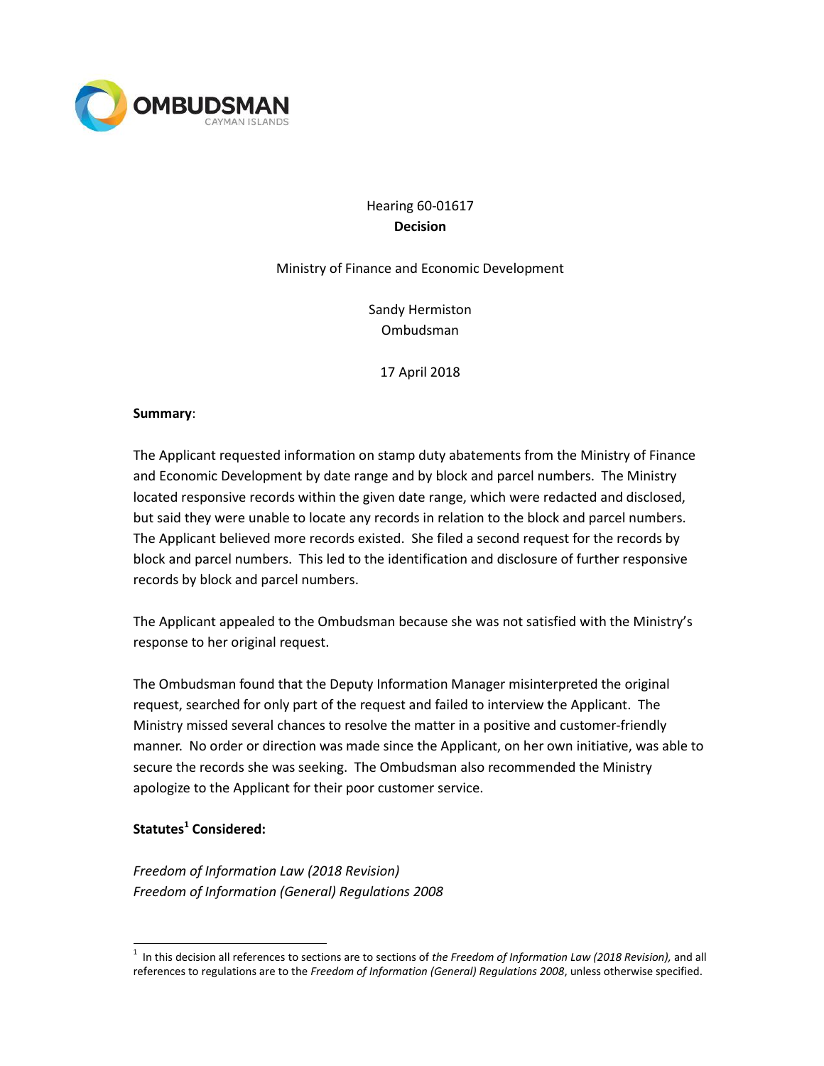OMBUDSMAN
CAYMAN ISLANDS

Hearing 60-01617
**Decision**

Ministry of Finance and Economic Development

Sandy Hermiston
Ombudsman

17 April 2018

**Summary**:

The Applicant requested information on stamp duty abatements from the Ministry of Finance and Economic Development by date range and by block and parcel numbers. The Ministry located responsive records within the given date range, which were redacted and disclosed, but said they were unable to locate any records in relation to the block and parcel numbers. The Applicant believed more records existed. She filed a second request for the records by block and parcel numbers. This led to the identification and disclosure of further responsive records by block and parcel numbers.

The Applicant appealed to the Ombudsman because she was not satisfied with the Ministry's response to her original request.

The Ombudsman found that the Deputy Information Manager misinterpreted the original request, searched for only part of the request and failed to interview the Applicant. The Ministry missed several chances to resolve the matter in a positive and customer-friendly manner. No order or direction was made since the Applicant, on her own initiative, was able to secure the records she was seeking. The Ombudsman also recommended the Ministry apologize to the Applicant for their poor customer service.

**Statutes[1] Considered:**

*Freedom of Information Law (2018 Revision)*
*Freedom of Information (General) Regulations 2008*

[1] In this decision all references to sections are to sections of *the Freedom of Information Law (2018 Revision),* and all references to regulations are to the *Freedom of Information (General) Regulations 2008*, unless otherwise specified.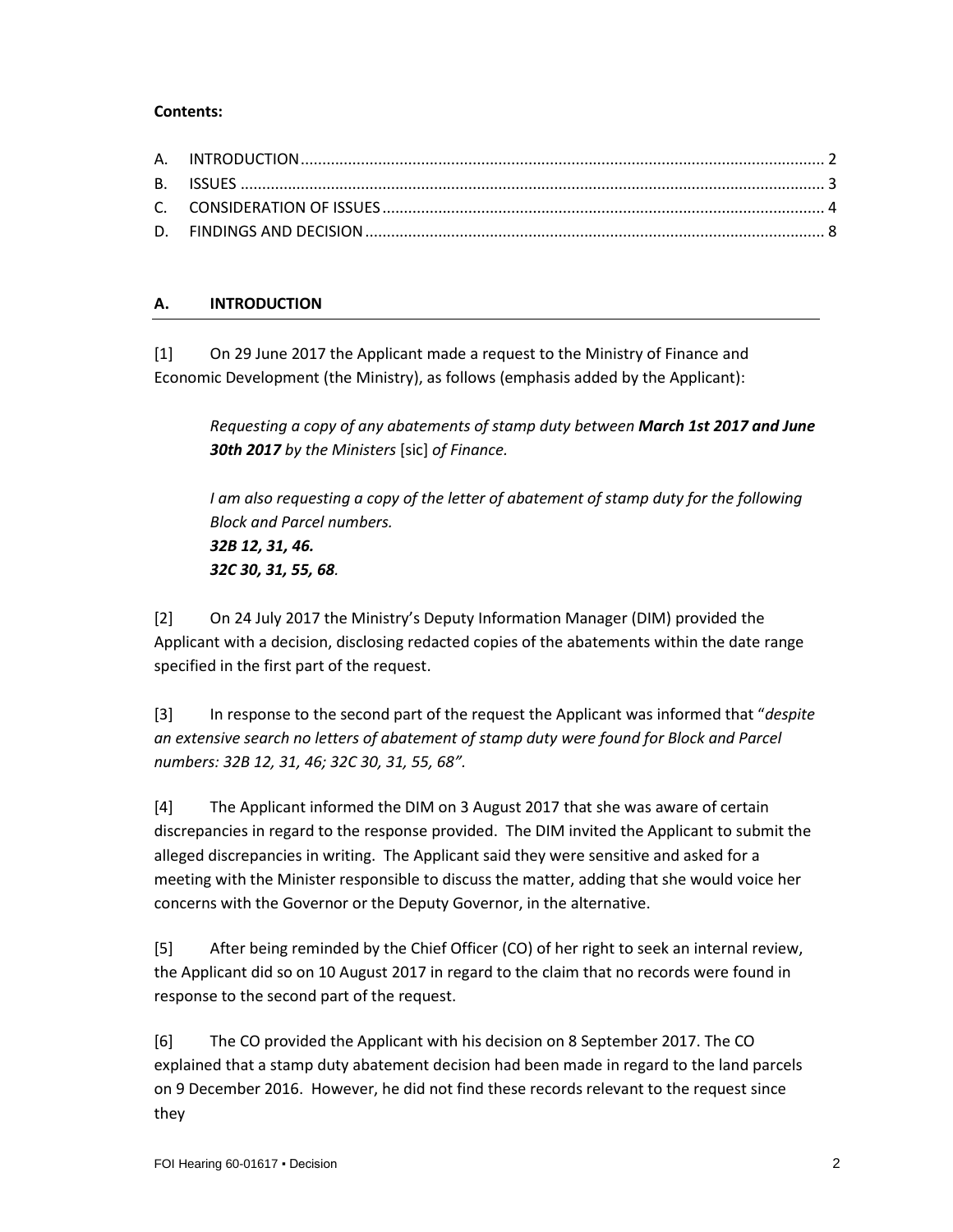**Contents:**

A. INTRODUCTION ........ 2
B. ISSUES ........ 3
C. CONSIDERATION OF ISSUES ........ 4
D. FINDINGS AND DECISION ........ 8

## A. INTRODUCTION

[1] On 29 June 2017 the Applicant made a request to the Ministry of Finance and Economic Development (the Ministry), as follows (emphasis added by the Applicant):

> *Requesting a copy of any abatements of stamp duty between **March 1st 2017 and June 30th 2017** by the Ministers* [sic] *of Finance.*
>
> *I am also requesting a copy of the letter of abatement of stamp duty for the following Block and Parcel numbers.*
> ***32B 12, 31, 46.***
> ***32C 30, 31, 55, 68**.*

[2] On 24 July 2017 the Ministry's Deputy Information Manager (DIM) provided the Applicant with a decision, disclosing redacted copies of the abatements within the date range specified in the first part of the request.

[3] In response to the second part of the request the Applicant was informed that "*despite an extensive search no letters of abatement of stamp duty were found for Block and Parcel numbers: 32B 12, 31, 46; 32C 30, 31, 55, 68"*.

[4] The Applicant informed the DIM on 3 August 2017 that she was aware of certain discrepancies in regard to the response provided. The DIM invited the Applicant to submit the alleged discrepancies in writing. The Applicant said they were sensitive and asked for a meeting with the Minister responsible to discuss the matter, adding that she would voice her concerns with the Governor or the Deputy Governor, in the alternative.

[5] After being reminded by the Chief Officer (CO) of her right to seek an internal review, the Applicant did so on 10 August 2017 in regard to the claim that no records were found in response to the second part of the request.

[6] The CO provided the Applicant with his decision on 8 September 2017. The CO explained that a stamp duty abatement decision had been made in regard to the land parcels on 9 December 2016. However, he did not find these records relevant to the request since they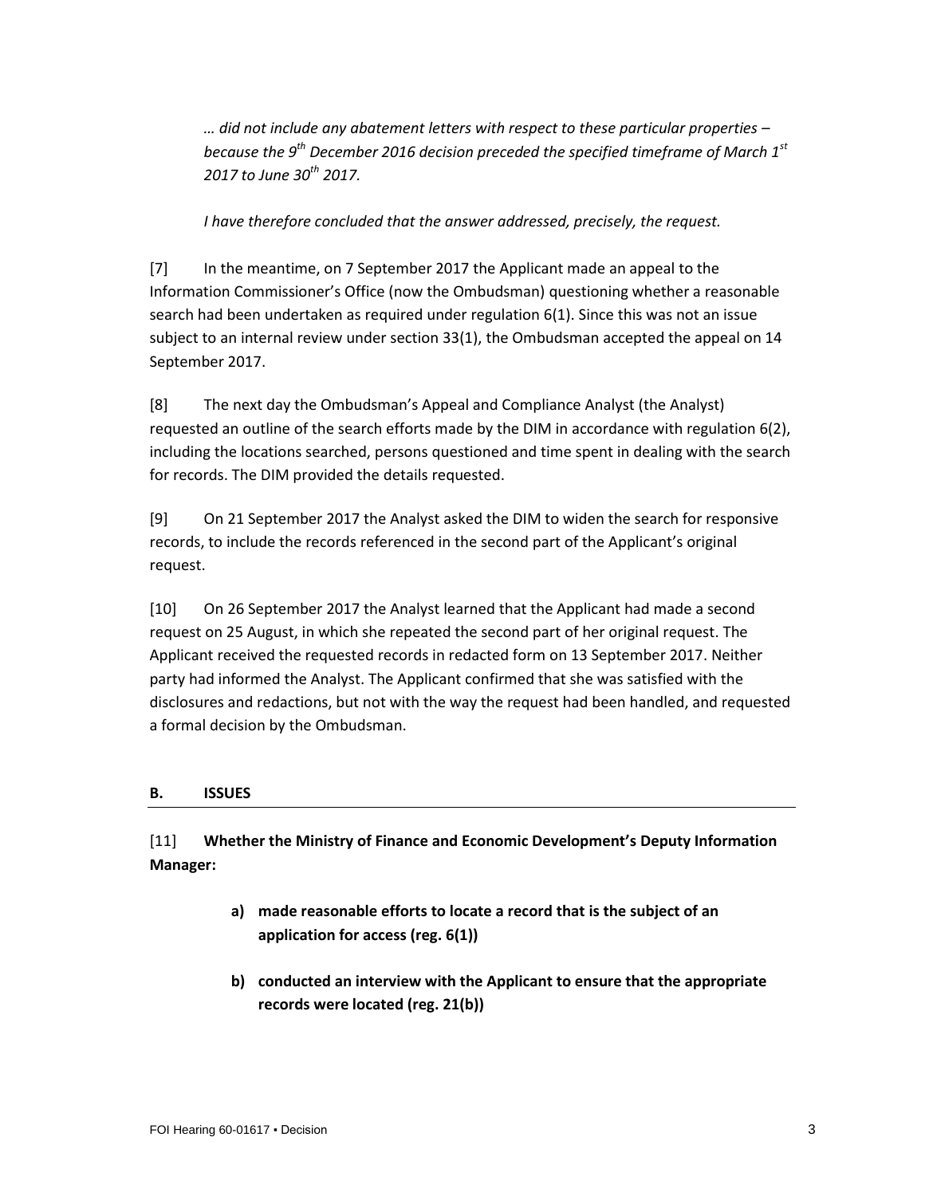*… did not include any abatement letters with respect to these particular properties – because the 9th December 2016 decision preceded the specified timeframe of March 1st 2017 to June 30th 2017.*

*I have therefore concluded that the answer addressed, precisely, the request.*

[7] In the meantime, on 7 September 2017 the Applicant made an appeal to the Information Commissioner's Office (now the Ombudsman) questioning whether a reasonable search had been undertaken as required under regulation 6(1). Since this was not an issue subject to an internal review under section 33(1), the Ombudsman accepted the appeal on 14 September 2017.

[8] The next day the Ombudsman's Appeal and Compliance Analyst (the Analyst) requested an outline of the search efforts made by the DIM in accordance with regulation 6(2), including the locations searched, persons questioned and time spent in dealing with the search for records. The DIM provided the details requested.

[9] On 21 September 2017 the Analyst asked the DIM to widen the search for responsive records, to include the records referenced in the second part of the Applicant's original request.

[10] On 26 September 2017 the Analyst learned that the Applicant had made a second request on 25 August, in which she repeated the second part of her original request. The Applicant received the requested records in redacted form on 13 September 2017. Neither party had informed the Analyst. The Applicant confirmed that she was satisfied with the disclosures and redactions, but not with the way the request had been handled, and requested a formal decision by the Ombudsman.

## B. ISSUES

[11] **Whether the Ministry of Finance and Economic Development's Deputy Information Manager:**

> **a) made reasonable efforts to locate a record that is the subject of an application for access (reg. 6(1))**
>
> **b) conducted an interview with the Applicant to ensure that the appropriate records were located (reg. 21(b))**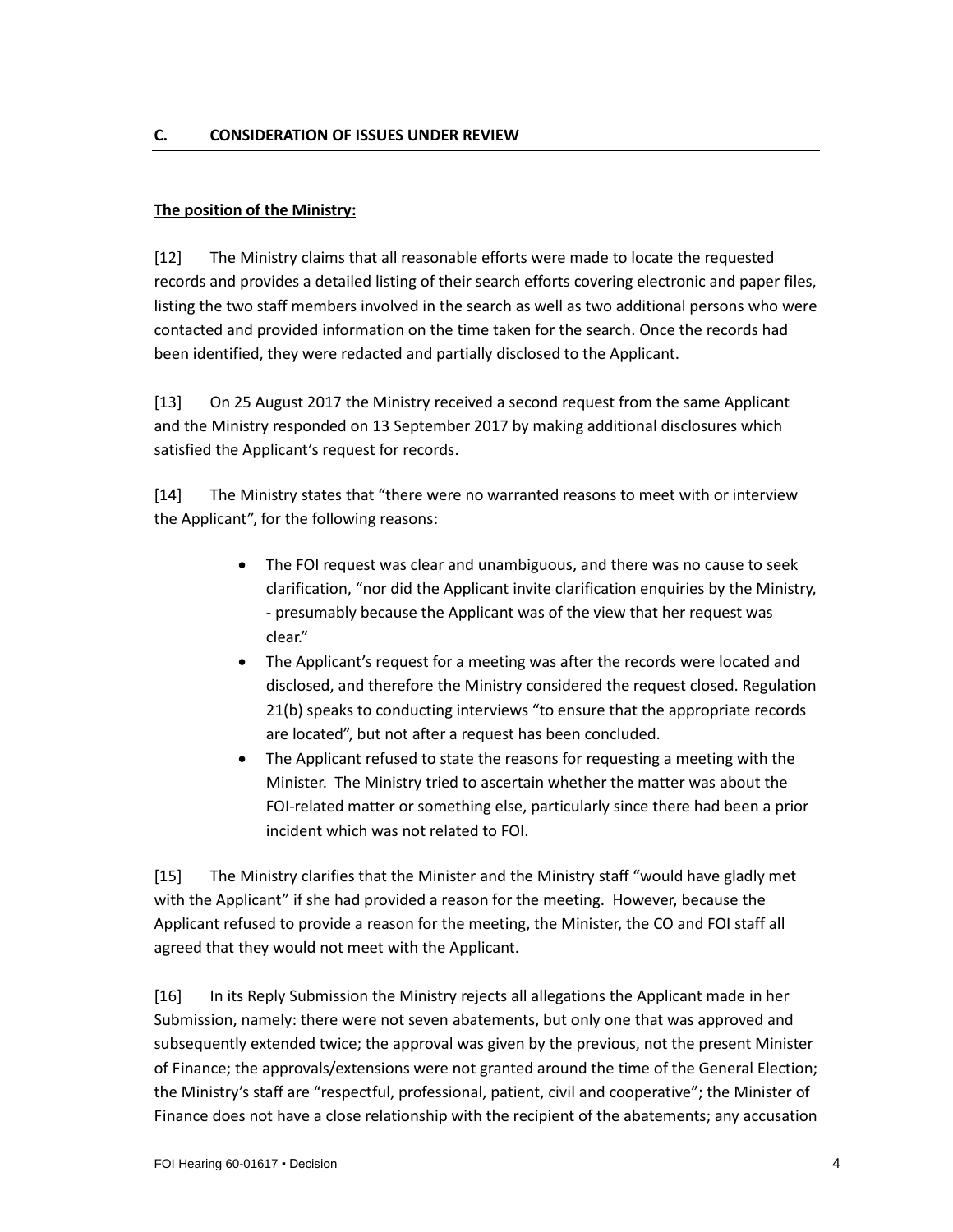## C. CONSIDERATION OF ISSUES UNDER REVIEW

**The position of the Ministry:**

[12] The Ministry claims that all reasonable efforts were made to locate the requested records and provides a detailed listing of their search efforts covering electronic and paper files, listing the two staff members involved in the search as well as two additional persons who were contacted and provided information on the time taken for the search. Once the records had been identified, they were redacted and partially disclosed to the Applicant.

[13] On 25 August 2017 the Ministry received a second request from the same Applicant and the Ministry responded on 13 September 2017 by making additional disclosures which satisfied the Applicant's request for records.

[14] The Ministry states that "there were no warranted reasons to meet with or interview the Applicant", for the following reasons:

- The FOI request was clear and unambiguous, and there was no cause to seek clarification, "nor did the Applicant invite clarification enquiries by the Ministry, - presumably because the Applicant was of the view that her request was clear."
- The Applicant's request for a meeting was after the records were located and disclosed, and therefore the Ministry considered the request closed. Regulation 21(b) speaks to conducting interviews "to ensure that the appropriate records are located", but not after a request has been concluded.
- The Applicant refused to state the reasons for requesting a meeting with the Minister. The Ministry tried to ascertain whether the matter was about the FOI-related matter or something else, particularly since there had been a prior incident which was not related to FOI.

[15] The Ministry clarifies that the Minister and the Ministry staff "would have gladly met with the Applicant" if she had provided a reason for the meeting. However, because the Applicant refused to provide a reason for the meeting, the Minister, the CO and FOI staff all agreed that they would not meet with the Applicant.

[16] In its Reply Submission the Ministry rejects all allegations the Applicant made in her Submission, namely: there were not seven abatements, but only one that was approved and subsequently extended twice; the approval was given by the previous, not the present Minister of Finance; the approvals/extensions were not granted around the time of the General Election; the Ministry's staff are "respectful, professional, patient, civil and cooperative"; the Minister of Finance does not have a close relationship with the recipient of the abatements; any accusation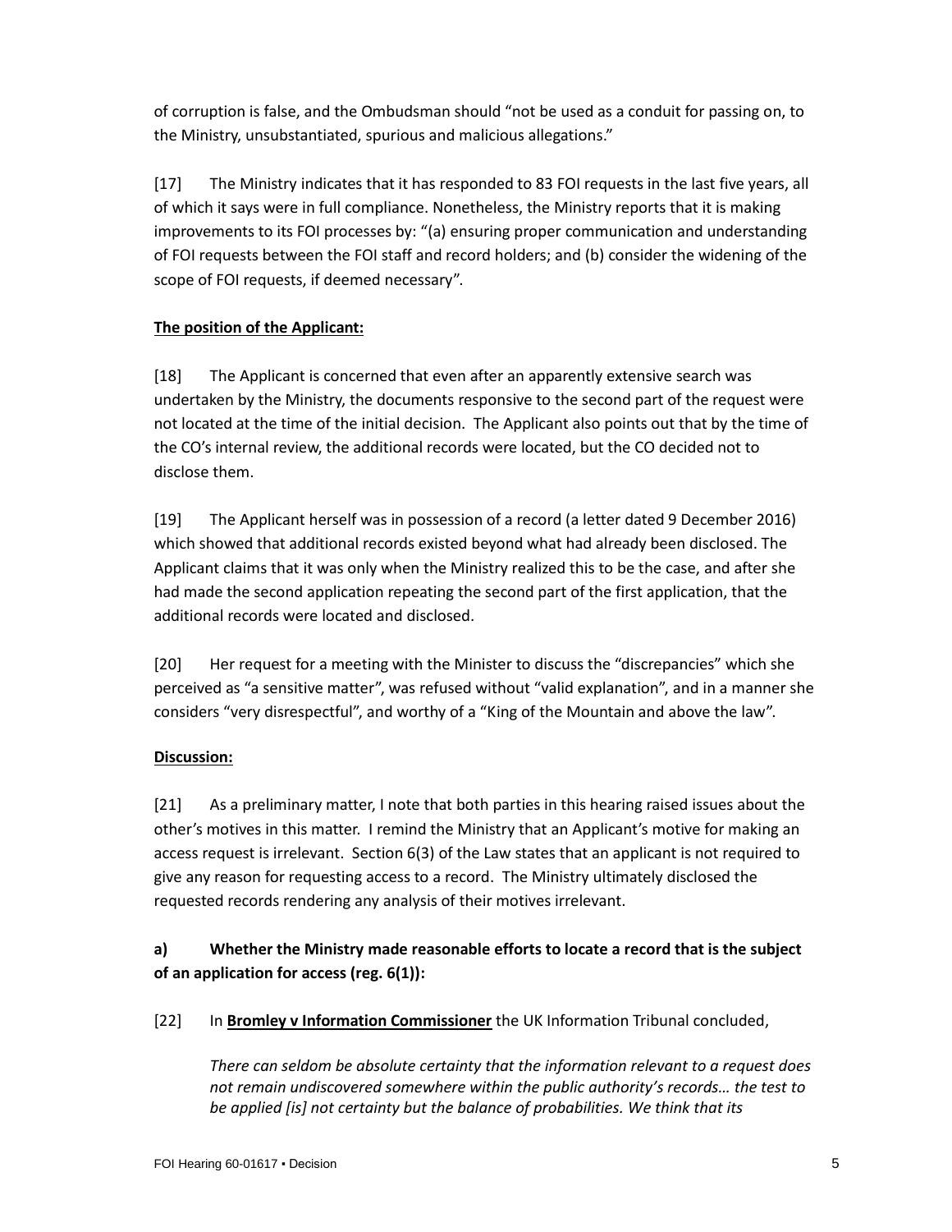of corruption is false, and the Ombudsman should "not be used as a conduit for passing on, to the Ministry, unsubstantiated, spurious and malicious allegations."

[17] The Ministry indicates that it has responded to 83 FOI requests in the last five years, all of which it says were in full compliance. Nonetheless, the Ministry reports that it is making improvements to its FOI processes by: "(a) ensuring proper communication and understanding of FOI requests between the FOI staff and record holders; and (b) consider the widening of the scope of FOI requests, if deemed necessary".

**The position of the Applicant:**

[18] The Applicant is concerned that even after an apparently extensive search was undertaken by the Ministry, the documents responsive to the second part of the request were not located at the time of the initial decision. The Applicant also points out that by the time of the CO's internal review, the additional records were located, but the CO decided not to disclose them.

[19] The Applicant herself was in possession of a record (a letter dated 9 December 2016) which showed that additional records existed beyond what had already been disclosed. The Applicant claims that it was only when the Ministry realized this to be the case, and after she had made the second application repeating the second part of the first application, that the additional records were located and disclosed.

[20] Her request for a meeting with the Minister to discuss the "discrepancies" which she perceived as "a sensitive matter", was refused without "valid explanation", and in a manner she considers "very disrespectful", and worthy of a "King of the Mountain and above the law".

**Discussion:**

[21] As a preliminary matter, I note that both parties in this hearing raised issues about the other's motives in this matter. I remind the Ministry that an Applicant's motive for making an access request is irrelevant. Section 6(3) of the Law states that an applicant is not required to give any reason for requesting access to a record. The Ministry ultimately disclosed the requested records rendering any analysis of their motives irrelevant.

**a) Whether the Ministry made reasonable efforts to locate a record that is the subject of an application for access (reg. 6(1)):**

[22] In **Bromley v Information Commissioner** the UK Information Tribunal concluded,

> *There can seldom be absolute certainty that the information relevant to a request does not remain undiscovered somewhere within the public authority's records… the test to be applied [is] not certainty but the balance of probabilities. We think that its*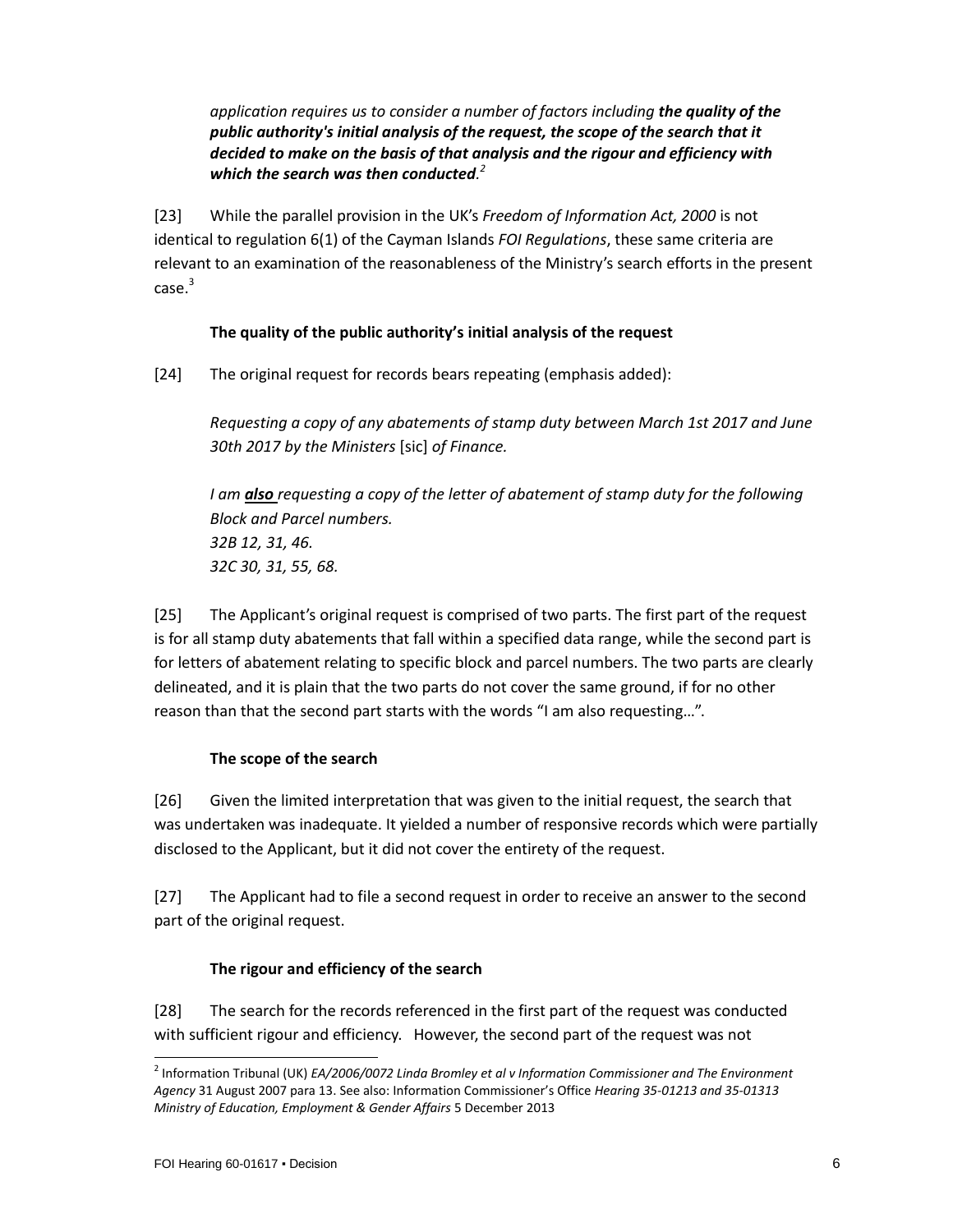*application requires us to consider a number of factors including **the quality of the public authority's initial analysis of the request, the scope of the search that it decided to make on the basis of that analysis and the rigour and efficiency with which the search was then conducted**.*[2]

[23] While the parallel provision in the UK's *Freedom of Information Act, 2000* is not identical to regulation 6(1) of the Cayman Islands *FOI Regulations*, these same criteria are relevant to an examination of the reasonableness of the Ministry's search efforts in the present case.[3]

**The quality of the public authority's initial analysis of the request**

[24] The original request for records bears repeating (emphasis added):

*Requesting a copy of any abatements of stamp duty between March 1st 2017 and June 30th 2017 by the Ministers* [sic] *of Finance.*

*I am **<u>also</u>** requesting a copy of the letter of abatement of stamp duty for the following Block and Parcel numbers.*
*32B 12, 31, 46.*
*32C 30, 31, 55, 68.*

[25] The Applicant's original request is comprised of two parts. The first part of the request is for all stamp duty abatements that fall within a specified data range, while the second part is for letters of abatement relating to specific block and parcel numbers. The two parts are clearly delineated, and it is plain that the two parts do not cover the same ground, if for no other reason than that the second part starts with the words "I am also requesting…".

**The scope of the search**

[26] Given the limited interpretation that was given to the initial request, the search that was undertaken was inadequate. It yielded a number of responsive records which were partially disclosed to the Applicant, but it did not cover the entirety of the request.

[27] The Applicant had to file a second request in order to receive an answer to the second part of the original request.

**The rigour and efficiency of the search**

[28] The search for the records referenced in the first part of the request was conducted with sufficient rigour and efficiency. However, the second part of the request was not

---

[2] Information Tribunal (UK) *EA/2006/0072 Linda Bromley et al v Information Commissioner and The Environment Agency* 31 August 2007 para 13. See also: Information Commissioner's Office *Hearing 35-01213 and 35-01313 Ministry of Education, Employment & Gender Affairs* 5 December 2013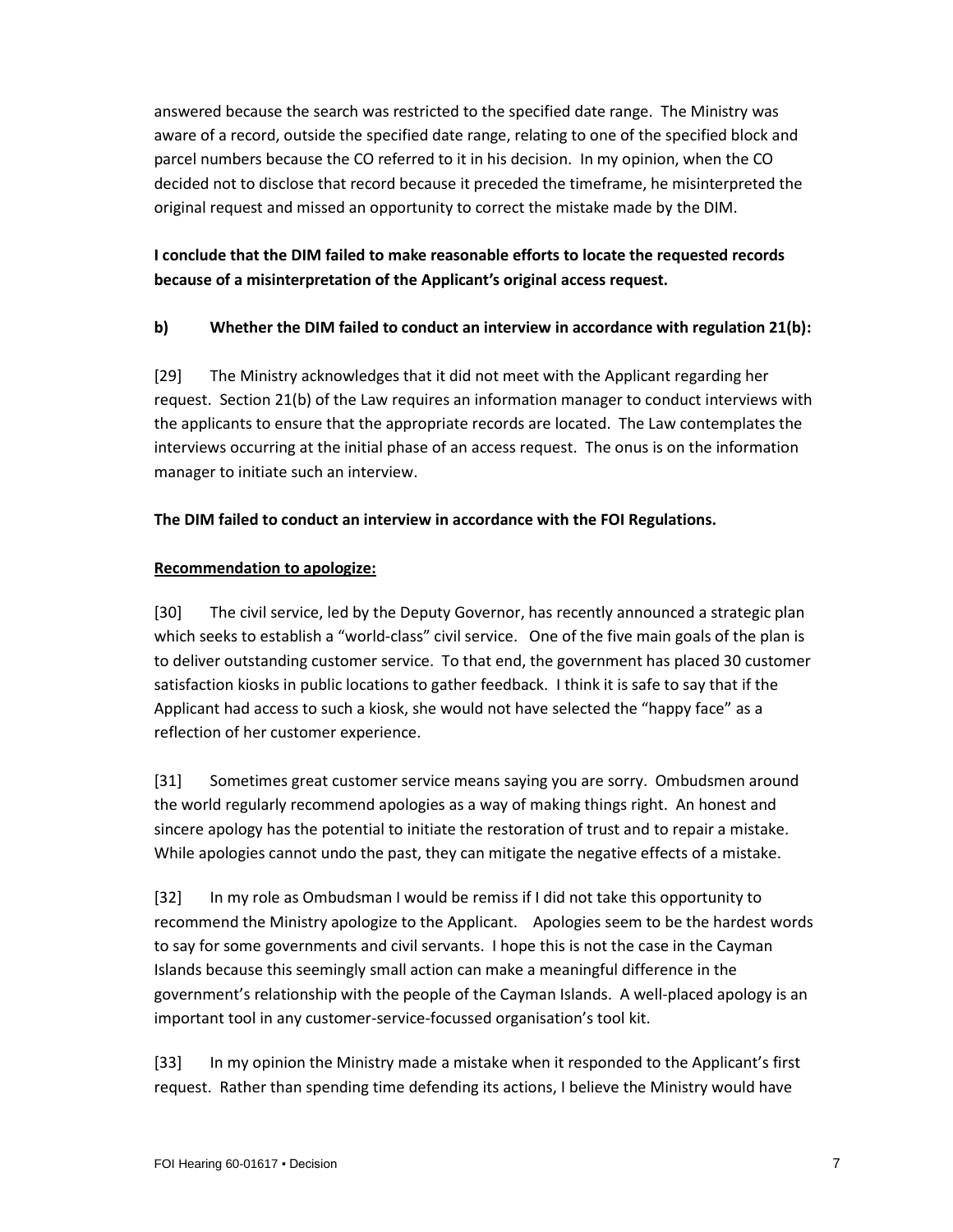answered because the search was restricted to the specified date range. The Ministry was aware of a record, outside the specified date range, relating to one of the specified block and parcel numbers because the CO referred to it in his decision. In my opinion, when the CO decided not to disclose that record because it preceded the timeframe, he misinterpreted the original request and missed an opportunity to correct the mistake made by the DIM.

**I conclude that the DIM failed to make reasonable efforts to locate the requested records because of a misinterpretation of the Applicant's original access request.**

**b) Whether the DIM failed to conduct an interview in accordance with regulation 21(b):**

[29] The Ministry acknowledges that it did not meet with the Applicant regarding her request. Section 21(b) of the Law requires an information manager to conduct interviews with the applicants to ensure that the appropriate records are located. The Law contemplates the interviews occurring at the initial phase of an access request. The onus is on the information manager to initiate such an interview.

**The DIM failed to conduct an interview in accordance with the FOI Regulations.**

**Recommendation to apologize:**

[30] The civil service, led by the Deputy Governor, has recently announced a strategic plan which seeks to establish a "world-class" civil service. One of the five main goals of the plan is to deliver outstanding customer service. To that end, the government has placed 30 customer satisfaction kiosks in public locations to gather feedback. I think it is safe to say that if the Applicant had access to such a kiosk, she would not have selected the "happy face" as a reflection of her customer experience.

[31] Sometimes great customer service means saying you are sorry. Ombudsmen around the world regularly recommend apologies as a way of making things right. An honest and sincere apology has the potential to initiate the restoration of trust and to repair a mistake. While apologies cannot undo the past, they can mitigate the negative effects of a mistake.

[32] In my role as Ombudsman I would be remiss if I did not take this opportunity to recommend the Ministry apologize to the Applicant. Apologies seem to be the hardest words to say for some governments and civil servants. I hope this is not the case in the Cayman Islands because this seemingly small action can make a meaningful difference in the government's relationship with the people of the Cayman Islands. A well-placed apology is an important tool in any customer-service-focussed organisation's tool kit.

[33] In my opinion the Ministry made a mistake when it responded to the Applicant's first request. Rather than spending time defending its actions, I believe the Ministry would have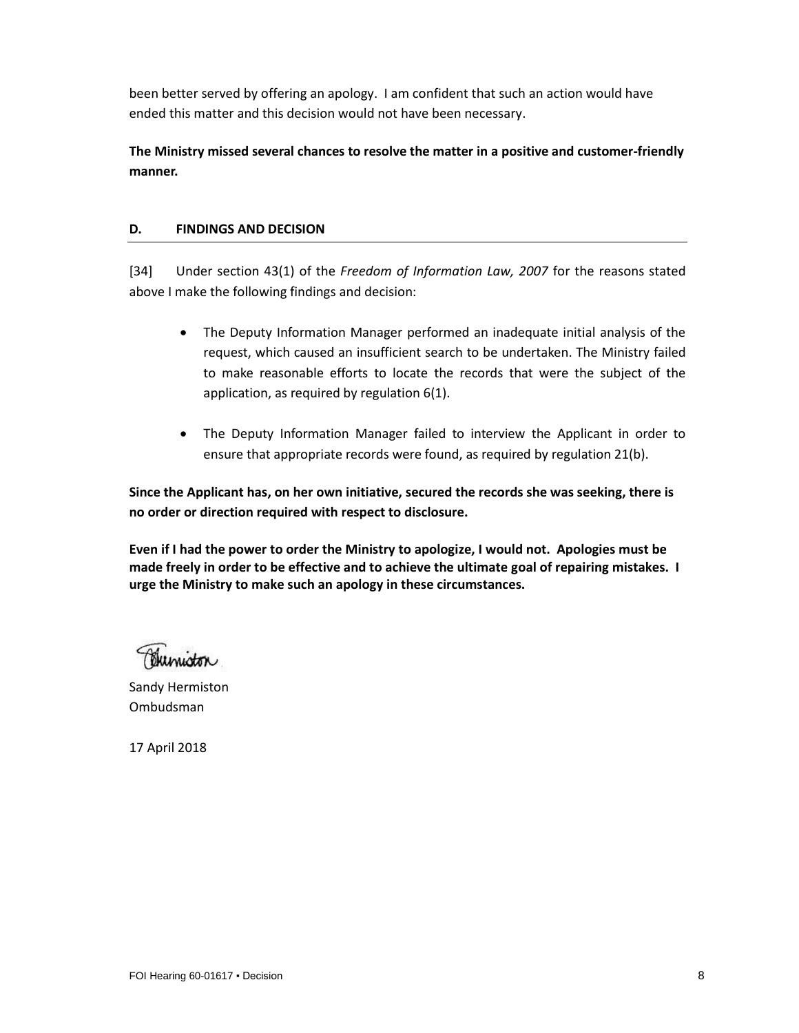been better served by offering an apology. I am confident that such an action would have ended this matter and this decision would not have been necessary.

**The Ministry missed several chances to resolve the matter in a positive and customer-friendly manner.**

## D. FINDINGS AND DECISION

[34] Under section 43(1) of the *Freedom of Information Law, 2007* for the reasons stated above I make the following findings and decision:

- The Deputy Information Manager performed an inadequate initial analysis of the request, which caused an insufficient search to be undertaken. The Ministry failed to make reasonable efforts to locate the records that were the subject of the application, as required by regulation 6(1).
- The Deputy Information Manager failed to interview the Applicant in order to ensure that appropriate records were found, as required by regulation 21(b).

**Since the Applicant has, on her own initiative, secured the records she was seeking, there is no order or direction required with respect to disclosure.**

**Even if I had the power to order the Ministry to apologize, I would not. Apologies must be made freely in order to be effective and to achieve the ultimate goal of repairing mistakes. I urge the Ministry to make such an apology in these circumstances.**

Sandy Hermiston
Ombudsman

17 April 2018